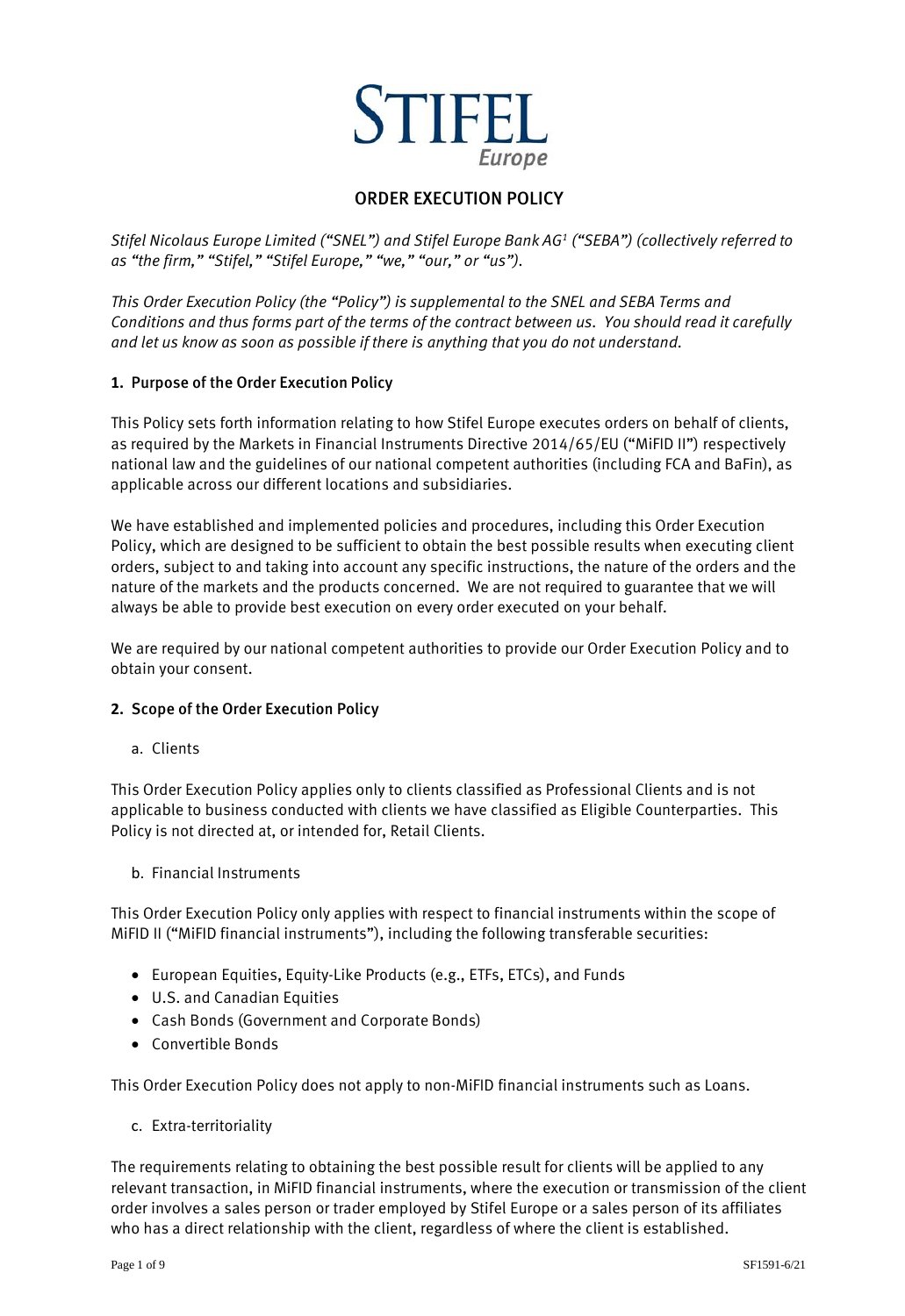STIFEL

Europe

# ORDER EXECUTION POLICY

*Stifel Nicolaus Europe Limited ("SNEL") and Stifel Europe Bank AG[1] ("SEBA") (collectively referred to as "the firm," "Stifel," "Stifel Europe," "we," "our," or "us").*

*This Order Execution Policy (the "Policy") is supplemental to the SNEL and SEBA Terms and Conditions and thus forms part of the terms of the contract between us. You should read it carefully and let us know as soon as possible if there is anything that you do not understand.*

## 1. Purpose of the Order Execution Policy

This Policy sets forth information relating to how Stifel Europe executes orders on behalf of clients, as required by the Markets in Financial Instruments Directive 2014/65/EU ("MiFID II") respectively national law and the guidelines of our national competent authorities (including FCA and BaFin), as applicable across our different locations and subsidiaries.

We have established and implemented policies and procedures, including this Order Execution Policy, which are designed to be sufficient to obtain the best possible results when executing client orders, subject to and taking into account any specific instructions, the nature of the orders and the nature of the markets and the products concerned. We are not required to guarantee that we will always be able to provide best execution on every order executed on your behalf.

We are required by our national competent authorities to provide our Order Execution Policy and to obtain your consent.

## 2. Scope of the Order Execution Policy

a. Clients

This Order Execution Policy applies only to clients classified as Professional Clients and is not applicable to business conducted with clients we have classified as Eligible Counterparties. This Policy is not directed at, or intended for, Retail Clients.

b. Financial Instruments

This Order Execution Policy only applies with respect to financial instruments within the scope of MiFID II ("MiFID financial instruments"), including the following transferable securities:

- European Equities, Equity-Like Products (e.g., ETFs, ETCs), and Funds
- U.S. and Canadian Equities
- Cash Bonds (Government and Corporate Bonds)
- Convertible Bonds

This Order Execution Policy does not apply to non-MiFID financial instruments such as Loans.

c. Extra-territoriality

The requirements relating to obtaining the best possible result for clients will be applied to any relevant transaction, in MiFID financial instruments, where the execution or transmission of the client order involves a sales person or trader employed by Stifel Europe or a sales person of its affiliates who has a direct relationship with the client, regardless of where the client is established.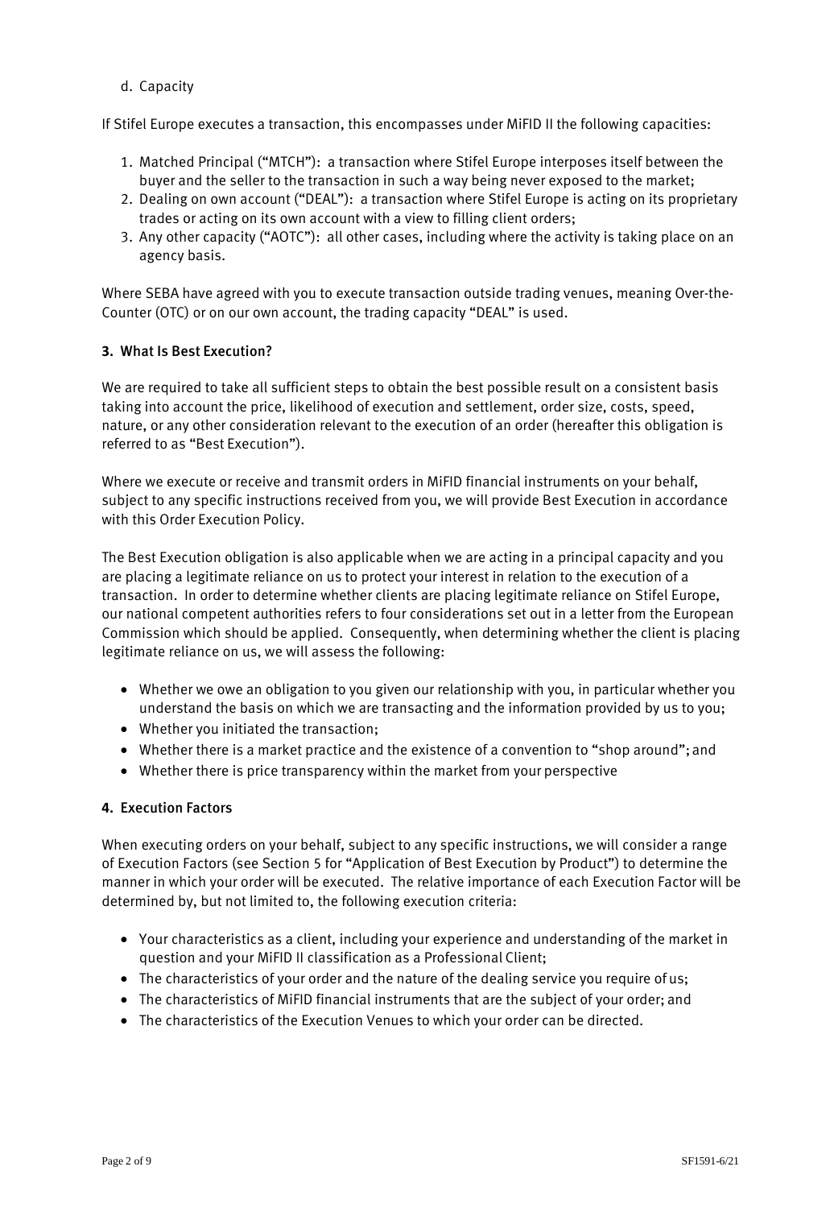d. Capacity

If Stifel Europe executes a transaction, this encompasses under MiFID II the following capacities:

1. Matched Principal ("MTCH"): a transaction where Stifel Europe interposes itself between the buyer and the seller to the transaction in such a way being never exposed to the market;
2. Dealing on own account ("DEAL"): a transaction where Stifel Europe is acting on its proprietary trades or acting on its own account with a view to filling client orders;
3. Any other capacity ("AOTC"): all other cases, including where the activity is taking place on an agency basis.

Where SEBA have agreed with you to execute transaction outside trading venues, meaning Over-the-Counter (OTC) or on our own account, the trading capacity "DEAL" is used.

### 3. What Is Best Execution?

We are required to take all sufficient steps to obtain the best possible result on a consistent basis taking into account the price, likelihood of execution and settlement, order size, costs, speed, nature, or any other consideration relevant to the execution of an order (hereafter this obligation is referred to as "Best Execution").

Where we execute or receive and transmit orders in MiFID financial instruments on your behalf, subject to any specific instructions received from you, we will provide Best Execution in accordance with this Order Execution Policy.

The Best Execution obligation is also applicable when we are acting in a principal capacity and you are placing a legitimate reliance on us to protect your interest in relation to the execution of a transaction. In order to determine whether clients are placing legitimate reliance on Stifel Europe, our national competent authorities refers to four considerations set out in a letter from the European Commission which should be applied. Consequently, when determining whether the client is placing legitimate reliance on us, we will assess the following:

- Whether we owe an obligation to you given our relationship with you, in particular whether you understand the basis on which we are transacting and the information provided by us to you;
- Whether you initiated the transaction;
- Whether there is a market practice and the existence of a convention to "shop around"; and
- Whether there is price transparency within the market from your perspective

### 4. Execution Factors

When executing orders on your behalf, subject to any specific instructions, we will consider a range of Execution Factors (see Section 5 for "Application of Best Execution by Product") to determine the manner in which your order will be executed. The relative importance of each Execution Factor will be determined by, but not limited to, the following execution criteria:

- Your characteristics as a client, including your experience and understanding of the market in question and your MiFID II classification as a Professional Client;
- The characteristics of your order and the nature of the dealing service you require of us;
- The characteristics of MiFID financial instruments that are the subject of your order; and
- The characteristics of the Execution Venues to which your order can be directed.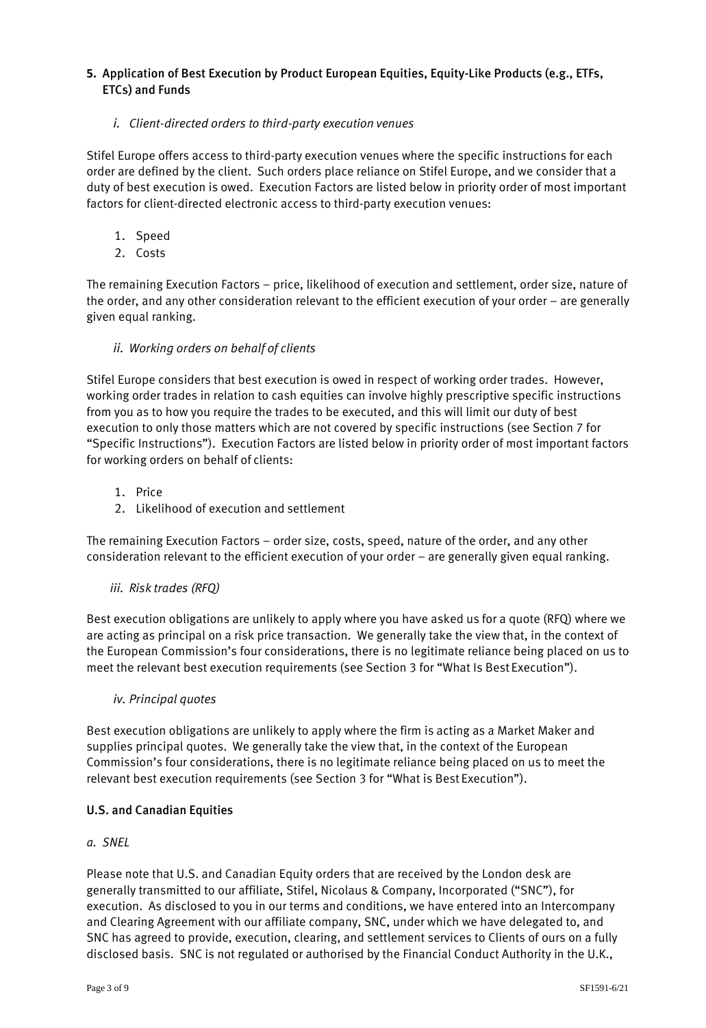## 5. Application of Best Execution by Product European Equities, Equity-Like Products (e.g., ETFs, ETCs) and Funds

### *i. Client-directed orders to third-party execution venues*

Stifel Europe offers access to third-party execution venues where the specific instructions for each order are defined by the client. Such orders place reliance on Stifel Europe, and we consider that a duty of best execution is owed. Execution Factors are listed below in priority order of most important factors for client-directed electronic access to third-party execution venues:

1. Speed
2. Costs

The remaining Execution Factors – price, likelihood of execution and settlement, order size, nature of the order, and any other consideration relevant to the efficient execution of your order – are generally given equal ranking.

### *ii. Working orders on behalf of clients*

Stifel Europe considers that best execution is owed in respect of working order trades. However, working order trades in relation to cash equities can involve highly prescriptive specific instructions from you as to how you require the trades to be executed, and this will limit our duty of best execution to only those matters which are not covered by specific instructions (see Section 7 for "Specific Instructions"). Execution Factors are listed below in priority order of most important factors for working orders on behalf of clients:

1. Price
2. Likelihood of execution and settlement

The remaining Execution Factors – order size, costs, speed, nature of the order, and any other consideration relevant to the efficient execution of your order – are generally given equal ranking.

### *iii. Risk trades (RFQ)*

Best execution obligations are unlikely to apply where you have asked us for a quote (RFQ) where we are acting as principal on a risk price transaction. We generally take the view that, in the context of the European Commission's four considerations, there is no legitimate reliance being placed on us to meet the relevant best execution requirements (see Section 3 for "What Is Best Execution").

### *iv. Principal quotes*

Best execution obligations are unlikely to apply where the firm is acting as a Market Maker and supplies principal quotes. We generally take the view that, in the context of the European Commission's four considerations, there is no legitimate reliance being placed on us to meet the relevant best execution requirements (see Section 3 for "What is Best Execution").

## U.S. and Canadian Equities

### *a. SNEL*

Please note that U.S. and Canadian Equity orders that are received by the London desk are generally transmitted to our affiliate, Stifel, Nicolaus & Company, Incorporated ("SNC"), for execution. As disclosed to you in our terms and conditions, we have entered into an Intercompany and Clearing Agreement with our affiliate company, SNC, under which we have delegated to, and SNC has agreed to provide, execution, clearing, and settlement services to Clients of ours on a fully disclosed basis. SNC is not regulated or authorised by the Financial Conduct Authority in the U.K.,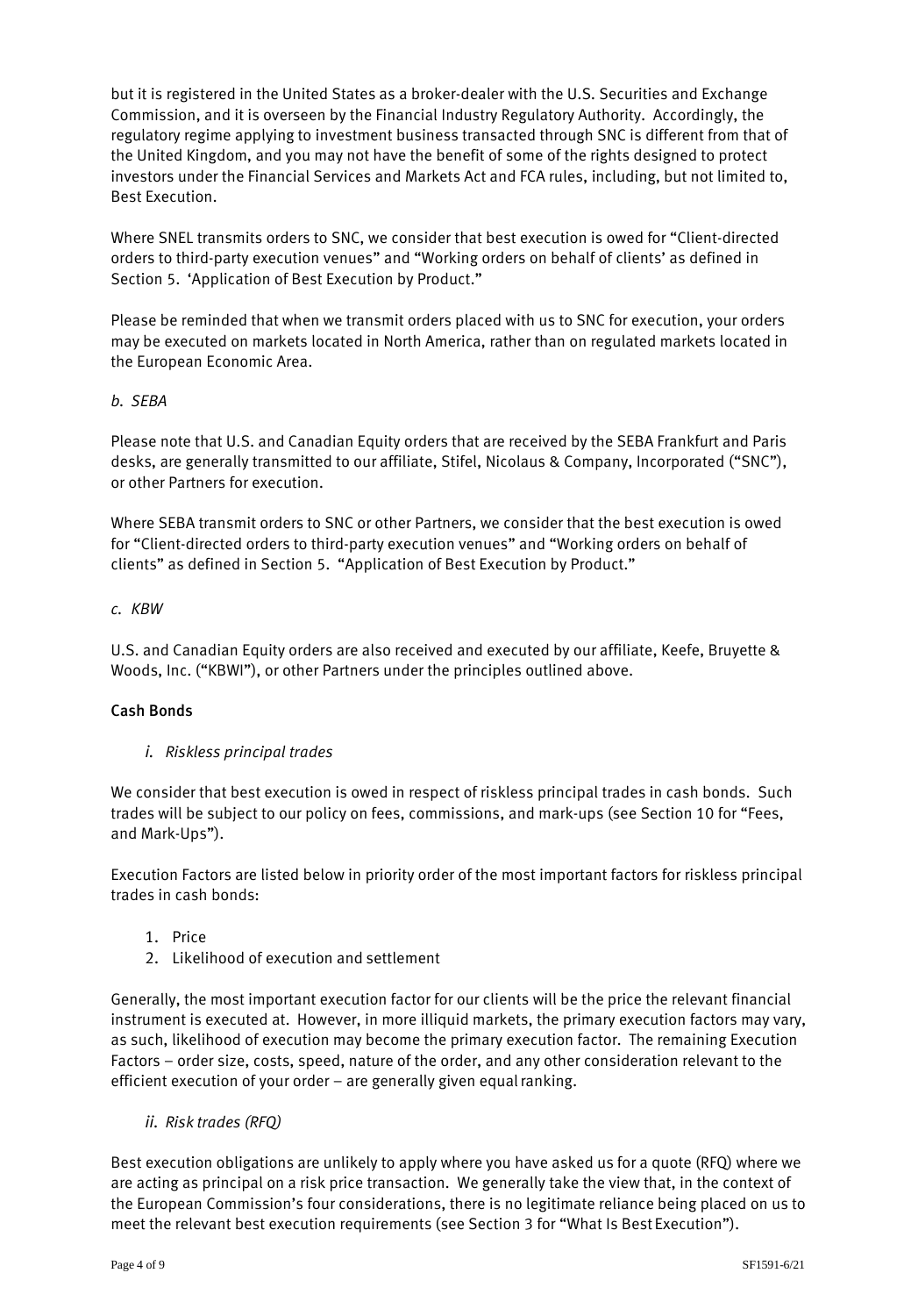but it is registered in the United States as a broker-dealer with the U.S. Securities and Exchange Commission, and it is overseen by the Financial Industry Regulatory Authority. Accordingly, the regulatory regime applying to investment business transacted through SNC is different from that of the United Kingdom, and you may not have the benefit of some of the rights designed to protect investors under the Financial Services and Markets Act and FCA rules, including, but not limited to, Best Execution.

Where SNEL transmits orders to SNC, we consider that best execution is owed for "Client-directed orders to third-party execution venues" and "Working orders on behalf of clients' as defined in Section 5. 'Application of Best Execution by Product."

Please be reminded that when we transmit orders placed with us to SNC for execution, your orders may be executed on markets located in North America, rather than on regulated markets located in the European Economic Area.

*b. SEBA*

Please note that U.S. and Canadian Equity orders that are received by the SEBA Frankfurt and Paris desks, are generally transmitted to our affiliate, Stifel, Nicolaus & Company, Incorporated ("SNC"), or other Partners for execution.

Where SEBA transmit orders to SNC or other Partners, we consider that the best execution is owed for "Client-directed orders to third-party execution venues" and "Working orders on behalf of clients" as defined in Section 5. "Application of Best Execution by Product."

*c. KBW*

U.S. and Canadian Equity orders are also received and executed by our affiliate, Keefe, Bruyette & Woods, Inc. ("KBWI"), or other Partners under the principles outlined above.

**Cash Bonds**

*i. Riskless principal trades*

We consider that best execution is owed in respect of riskless principal trades in cash bonds. Such trades will be subject to our policy on fees, commissions, and mark-ups (see Section 10 for "Fees, and Mark-Ups").

Execution Factors are listed below in priority order of the most important factors for riskless principal trades in cash bonds:

1. Price
2. Likelihood of execution and settlement

Generally, the most important execution factor for our clients will be the price the relevant financial instrument is executed at. However, in more illiquid markets, the primary execution factors may vary, as such, likelihood of execution may become the primary execution factor. The remaining Execution Factors – order size, costs, speed, nature of the order, and any other consideration relevant to the efficient execution of your order – are generally given equal ranking.

*ii. Risk trades (RFQ)*

Best execution obligations are unlikely to apply where you have asked us for a quote (RFQ) where we are acting as principal on a risk price transaction. We generally take the view that, in the context of the European Commission's four considerations, there is no legitimate reliance being placed on us to meet the relevant best execution requirements (see Section 3 for "What Is Best Execution").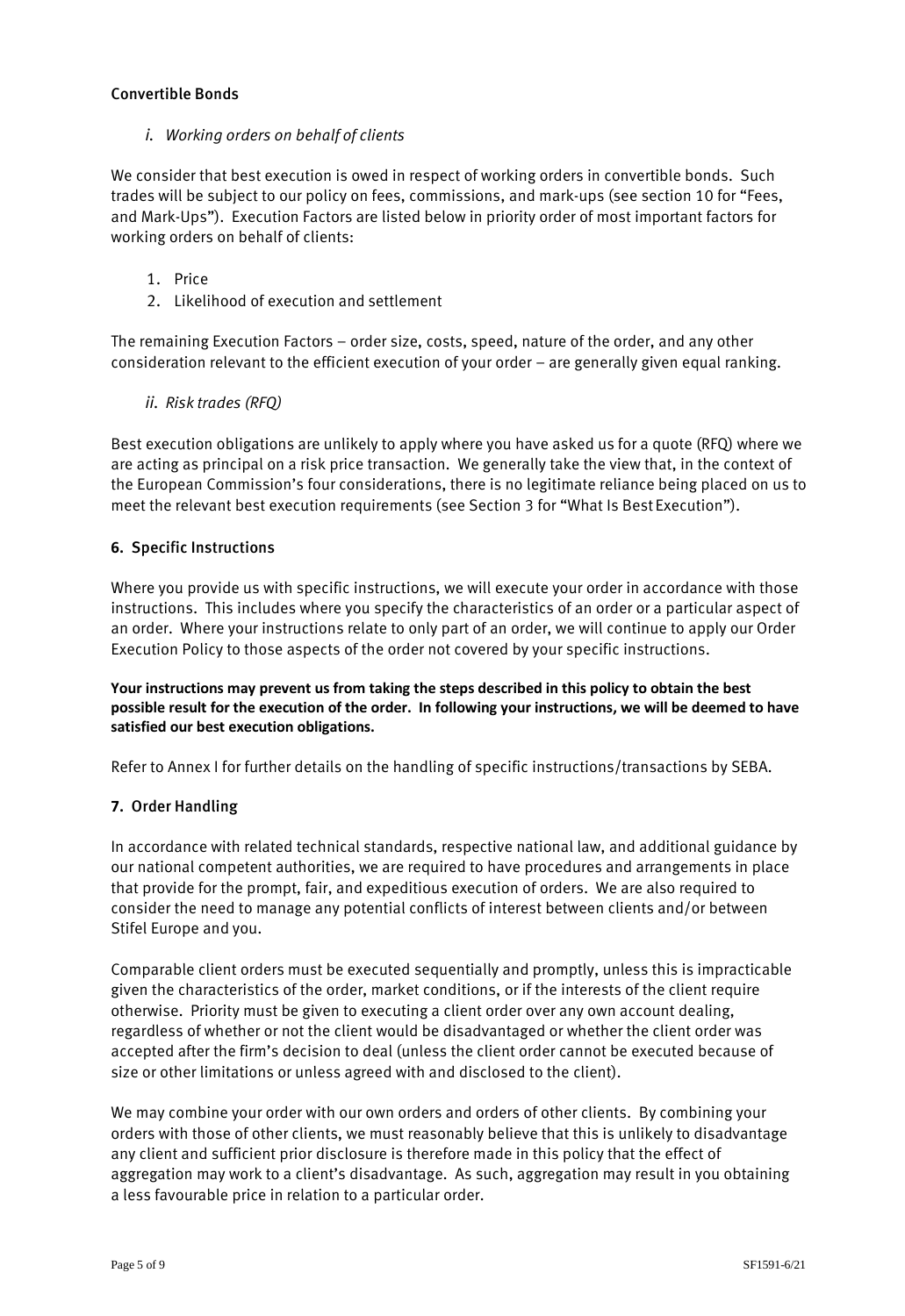### Convertible Bonds

*i. Working orders on behalf of clients*

We consider that best execution is owed in respect of working orders in convertible bonds. Such trades will be subject to our policy on fees, commissions, and mark-ups (see section 10 for "Fees, and Mark-Ups"). Execution Factors are listed below in priority order of most important factors for working orders on behalf of clients:

1. Price
2. Likelihood of execution and settlement

The remaining Execution Factors – order size, costs, speed, nature of the order, and any other consideration relevant to the efficient execution of your order – are generally given equal ranking.

*ii. Risk trades (RFQ)*

Best execution obligations are unlikely to apply where you have asked us for a quote (RFQ) where we are acting as principal on a risk price transaction. We generally take the view that, in the context of the European Commission's four considerations, there is no legitimate reliance being placed on us to meet the relevant best execution requirements (see Section 3 for "What Is Best Execution").

## 6. Specific Instructions

Where you provide us with specific instructions, we will execute your order in accordance with those instructions. This includes where you specify the characteristics of an order or a particular aspect of an order. Where your instructions relate to only part of an order, we will continue to apply our Order Execution Policy to those aspects of the order not covered by your specific instructions.

**Your instructions may prevent us from taking the steps described in this policy to obtain the best possible result for the execution of the order. In following your instructions, we will be deemed to have satisfied our best execution obligations.**

Refer to Annex I for further details on the handling of specific instructions/transactions by SEBA.

## 7. Order Handling

In accordance with related technical standards, respective national law, and additional guidance by our national competent authorities, we are required to have procedures and arrangements in place that provide for the prompt, fair, and expeditious execution of orders. We are also required to consider the need to manage any potential conflicts of interest between clients and/or between Stifel Europe and you.

Comparable client orders must be executed sequentially and promptly, unless this is impracticable given the characteristics of the order, market conditions, or if the interests of the client require otherwise. Priority must be given to executing a client order over any own account dealing, regardless of whether or not the client would be disadvantaged or whether the client order was accepted after the firm's decision to deal (unless the client order cannot be executed because of size or other limitations or unless agreed with and disclosed to the client).

We may combine your order with our own orders and orders of other clients. By combining your orders with those of other clients, we must reasonably believe that this is unlikely to disadvantage any client and sufficient prior disclosure is therefore made in this policy that the effect of aggregation may work to a client's disadvantage. As such, aggregation may result in you obtaining a less favourable price in relation to a particular order.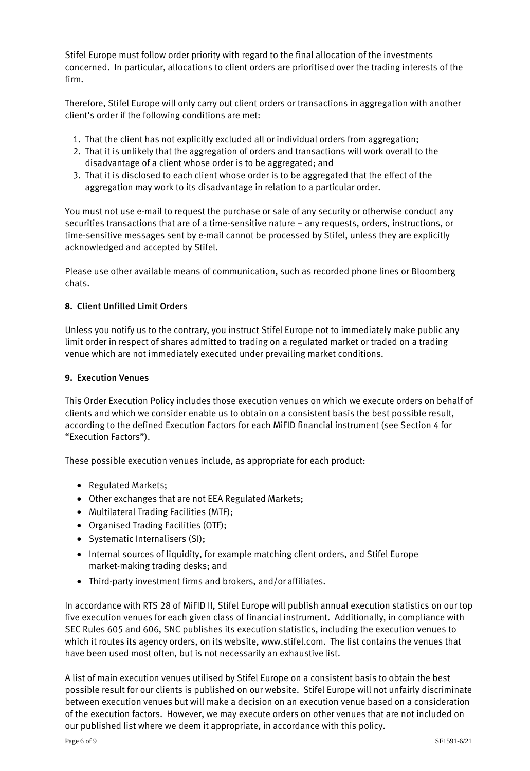Stifel Europe must follow order priority with regard to the final allocation of the investments concerned. In particular, allocations to client orders are prioritised over the trading interests of the firm.

Therefore, Stifel Europe will only carry out client orders or transactions in aggregation with another client's order if the following conditions are met:

1. That the client has not explicitly excluded all or individual orders from aggregation;
2. That it is unlikely that the aggregation of orders and transactions will work overall to the disadvantage of a client whose order is to be aggregated; and
3. That it is disclosed to each client whose order is to be aggregated that the effect of the aggregation may work to its disadvantage in relation to a particular order.

You must not use e-mail to request the purchase or sale of any security or otherwise conduct any securities transactions that are of a time-sensitive nature – any requests, orders, instructions, or time-sensitive messages sent by e-mail cannot be processed by Stifel, unless they are explicitly acknowledged and accepted by Stifel.

Please use other available means of communication, such as recorded phone lines or Bloomberg chats.

### 8. Client Unfilled Limit Orders

Unless you notify us to the contrary, you instruct Stifel Europe not to immediately make public any limit order in respect of shares admitted to trading on a regulated market or traded on a trading venue which are not immediately executed under prevailing market conditions.

### 9. Execution Venues

This Order Execution Policy includes those execution venues on which we execute orders on behalf of clients and which we consider enable us to obtain on a consistent basis the best possible result, according to the defined Execution Factors for each MiFID financial instrument (see Section 4 for "Execution Factors").

These possible execution venues include, as appropriate for each product:

- Regulated Markets;
- Other exchanges that are not EEA Regulated Markets;
- Multilateral Trading Facilities (MTF);
- Organised Trading Facilities (OTF);
- Systematic Internalisers (SI);
- Internal sources of liquidity, for example matching client orders, and Stifel Europe market-making trading desks; and
- Third-party investment firms and brokers, and/or affiliates.

In accordance with RTS 28 of MiFID II, Stifel Europe will publish annual execution statistics on our top five execution venues for each given class of financial instrument. Additionally, in compliance with SEC Rules 605 and 606, SNC publishes its execution statistics, including the execution venues to which it routes its agency orders, on its website, www.stifel.com. The list contains the venues that have been used most often, but is not necessarily an exhaustive list.

A list of main execution venues utilised by Stifel Europe on a consistent basis to obtain the best possible result for our clients is published on our website. Stifel Europe will not unfairly discriminate between execution venues but will make a decision on an execution venue based on a consideration of the execution factors. However, we may execute orders on other venues that are not included on our published list where we deem it appropriate, in accordance with this policy.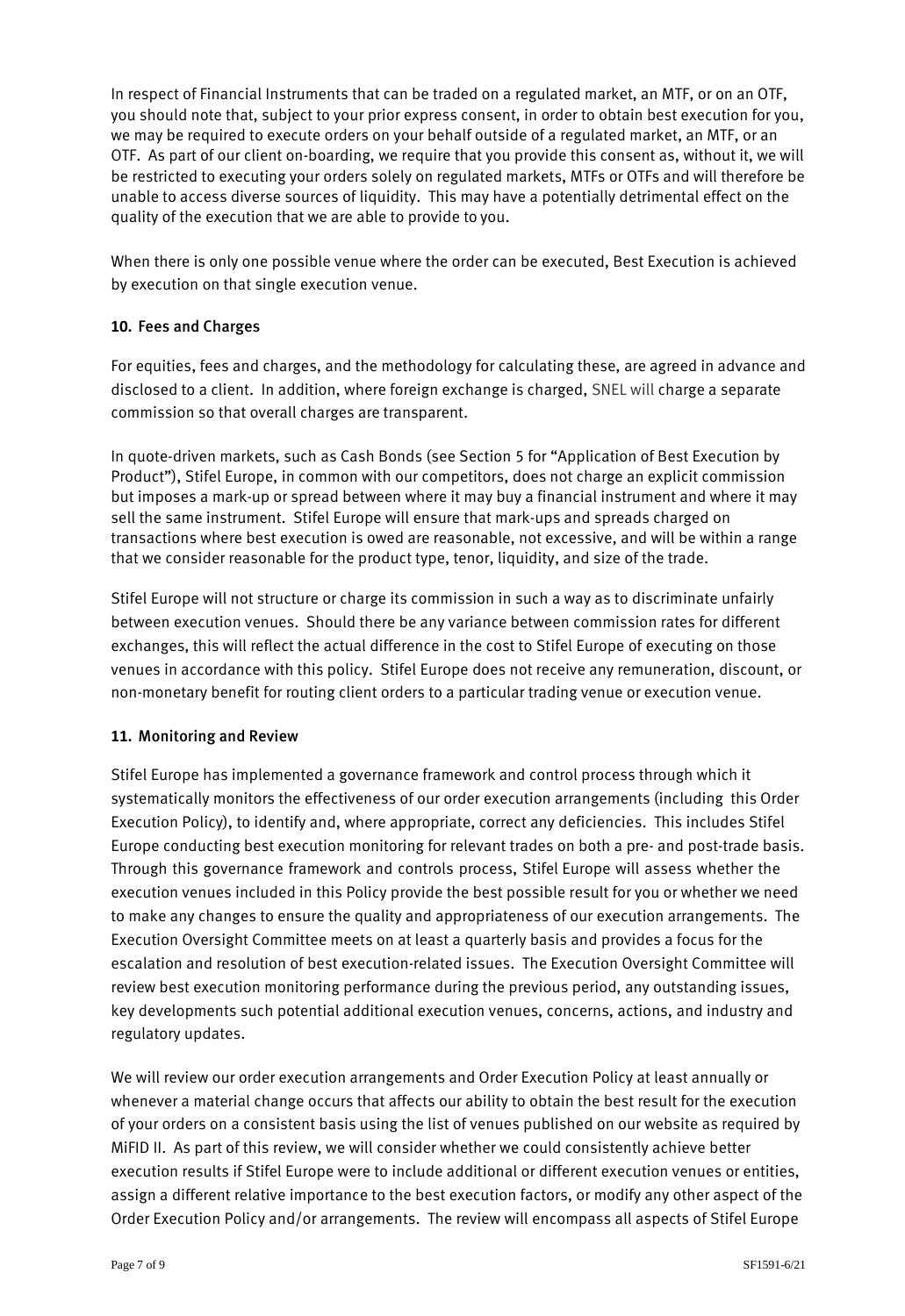In respect of Financial Instruments that can be traded on a regulated market, an MTF, or on an OTF, you should note that, subject to your prior express consent, in order to obtain best execution for you, we may be required to execute orders on your behalf outside of a regulated market, an MTF, or an OTF. As part of our client on-boarding, we require that you provide this consent as, without it, we will be restricted to executing your orders solely on regulated markets, MTFs or OTFs and will therefore be unable to access diverse sources of liquidity. This may have a potentially detrimental effect on the quality of the execution that we are able to provide to you.

When there is only one possible venue where the order can be executed, Best Execution is achieved by execution on that single execution venue.

### 10. Fees and Charges

For equities, fees and charges, and the methodology for calculating these, are agreed in advance and disclosed to a client. In addition, where foreign exchange is charged, SNEL will charge a separate commission so that overall charges are transparent.

In quote-driven markets, such as Cash Bonds (see Section 5 for "Application of Best Execution by Product"), Stifel Europe, in common with our competitors, does not charge an explicit commission but imposes a mark-up or spread between where it may buy a financial instrument and where it may sell the same instrument. Stifel Europe will ensure that mark-ups and spreads charged on transactions where best execution is owed are reasonable, not excessive, and will be within a range that we consider reasonable for the product type, tenor, liquidity, and size of the trade.

Stifel Europe will not structure or charge its commission in such a way as to discriminate unfairly between execution venues. Should there be any variance between commission rates for different exchanges, this will reflect the actual difference in the cost to Stifel Europe of executing on those venues in accordance with this policy. Stifel Europe does not receive any remuneration, discount, or non-monetary benefit for routing client orders to a particular trading venue or execution venue.

### 11. Monitoring and Review

Stifel Europe has implemented a governance framework and control process through which it systematically monitors the effectiveness of our order execution arrangements (including this Order Execution Policy), to identify and, where appropriate, correct any deficiencies. This includes Stifel Europe conducting best execution monitoring for relevant trades on both a pre- and post-trade basis. Through this governance framework and controls process, Stifel Europe will assess whether the execution venues included in this Policy provide the best possible result for you or whether we need to make any changes to ensure the quality and appropriateness of our execution arrangements. The Execution Oversight Committee meets on at least a quarterly basis and provides a focus for the escalation and resolution of best execution-related issues. The Execution Oversight Committee will review best execution monitoring performance during the previous period, any outstanding issues, key developments such potential additional execution venues, concerns, actions, and industry and regulatory updates.

We will review our order execution arrangements and Order Execution Policy at least annually or whenever a material change occurs that affects our ability to obtain the best result for the execution of your orders on a consistent basis using the list of venues published on our website as required by MiFID II. As part of this review, we will consider whether we could consistently achieve better execution results if Stifel Europe were to include additional or different execution venues or entities, assign a different relative importance to the best execution factors, or modify any other aspect of the Order Execution Policy and/or arrangements. The review will encompass all aspects of Stifel Europe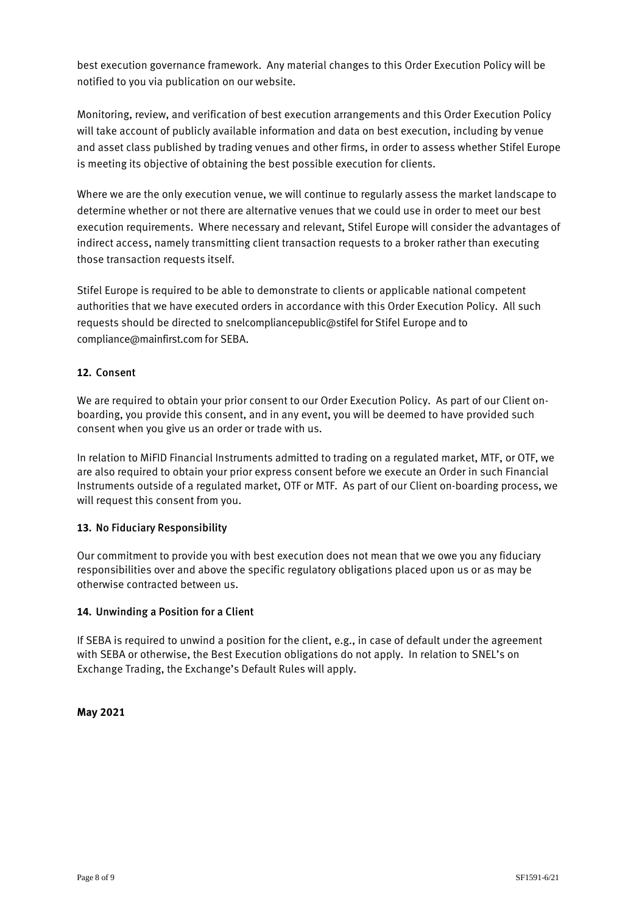best execution governance framework. Any material changes to this Order Execution Policy will be notified to you via publication on our website.

Monitoring, review, and verification of best execution arrangements and this Order Execution Policy will take account of publicly available information and data on best execution, including by venue and asset class published by trading venues and other firms, in order to assess whether Stifel Europe is meeting its objective of obtaining the best possible execution for clients.

Where we are the only execution venue, we will continue to regularly assess the market landscape to determine whether or not there are alternative venues that we could use in order to meet our best execution requirements. Where necessary and relevant, Stifel Europe will consider the advantages of indirect access, namely transmitting client transaction requests to a broker rather than executing those transaction requests itself.

Stifel Europe is required to be able to demonstrate to clients or applicable national competent authorities that we have executed orders in accordance with this Order Execution Policy. All such requests should be directed to snelcompliancepublic@stifel for Stifel Europe and to compliance@mainfirst.com for SEBA.

## 12. Consent

We are required to obtain your prior consent to our Order Execution Policy. As part of our Client on-boarding, you provide this consent, and in any event, you will be deemed to have provided such consent when you give us an order or trade with us.

In relation to MiFID Financial Instruments admitted to trading on a regulated market, MTF, or OTF, we are also required to obtain your prior express consent before we execute an Order in such Financial Instruments outside of a regulated market, OTF or MTF. As part of our Client on-boarding process, we will request this consent from you.

## 13. No Fiduciary Responsibility

Our commitment to provide you with best execution does not mean that we owe you any fiduciary responsibilities over and above the specific regulatory obligations placed upon us or as may be otherwise contracted between us.

## 14. Unwinding a Position for a Client

If SEBA is required to unwind a position for the client, e.g., in case of default under the agreement with SEBA or otherwise, the Best Execution obligations do not apply. In relation to SNEL's on Exchange Trading, the Exchange's Default Rules will apply.

**May 2021**

SF1591-6/21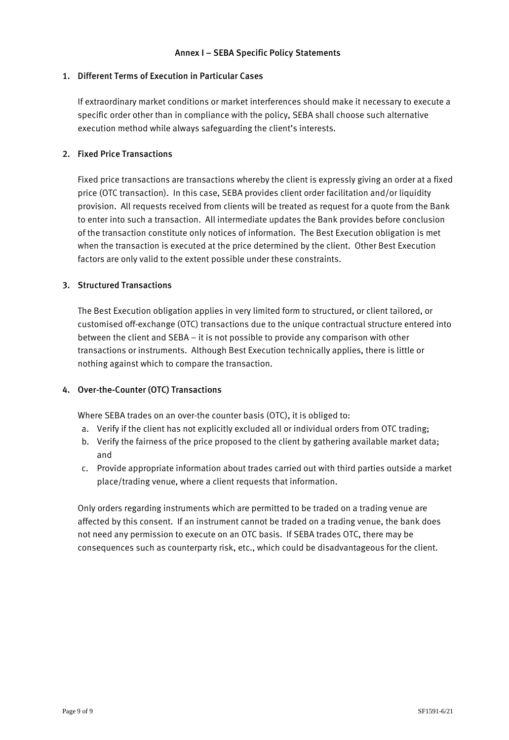## Annex I – SEBA Specific Policy Statements

### 1. Different Terms of Execution in Particular Cases

If extraordinary market conditions or market interferences should make it necessary to execute a specific order other than in compliance with the policy, SEBA shall choose such alternative execution method while always safeguarding the client's interests.

### 2. Fixed Price Transactions

Fixed price transactions are transactions whereby the client is expressly giving an order at a fixed price (OTC transaction). In this case, SEBA provides client order facilitation and/or liquidity provision. All requests received from clients will be treated as request for a quote from the Bank to enter into such a transaction. All intermediate updates the Bank provides before conclusion of the transaction constitute only notices of information. The Best Execution obligation is met when the transaction is executed at the price determined by the client. Other Best Execution factors are only valid to the extent possible under these constraints.

### 3. Structured Transactions

The Best Execution obligation applies in very limited form to structured, or client tailored, or customised off-exchange (OTC) transactions due to the unique contractual structure entered into between the client and SEBA – it is not possible to provide any comparison with other transactions or instruments. Although Best Execution technically applies, there is little or nothing against which to compare the transaction.

### 4. Over-the-Counter (OTC) Transactions

Where SEBA trades on an over-the counter basis (OTC), it is obliged to:

a. Verify if the client has not explicitly excluded all or individual orders from OTC trading;
b. Verify the fairness of the price proposed to the client by gathering available market data; and
c. Provide appropriate information about trades carried out with third parties outside a market place/trading venue, where a client requests that information.

Only orders regarding instruments which are permitted to be traded on a trading venue are affected by this consent. If an instrument cannot be traded on a trading venue, the bank does not need any permission to execute on an OTC basis. If SEBA trades OTC, there may be consequences such as counterparty risk, etc., which could be disadvantageous for the client.